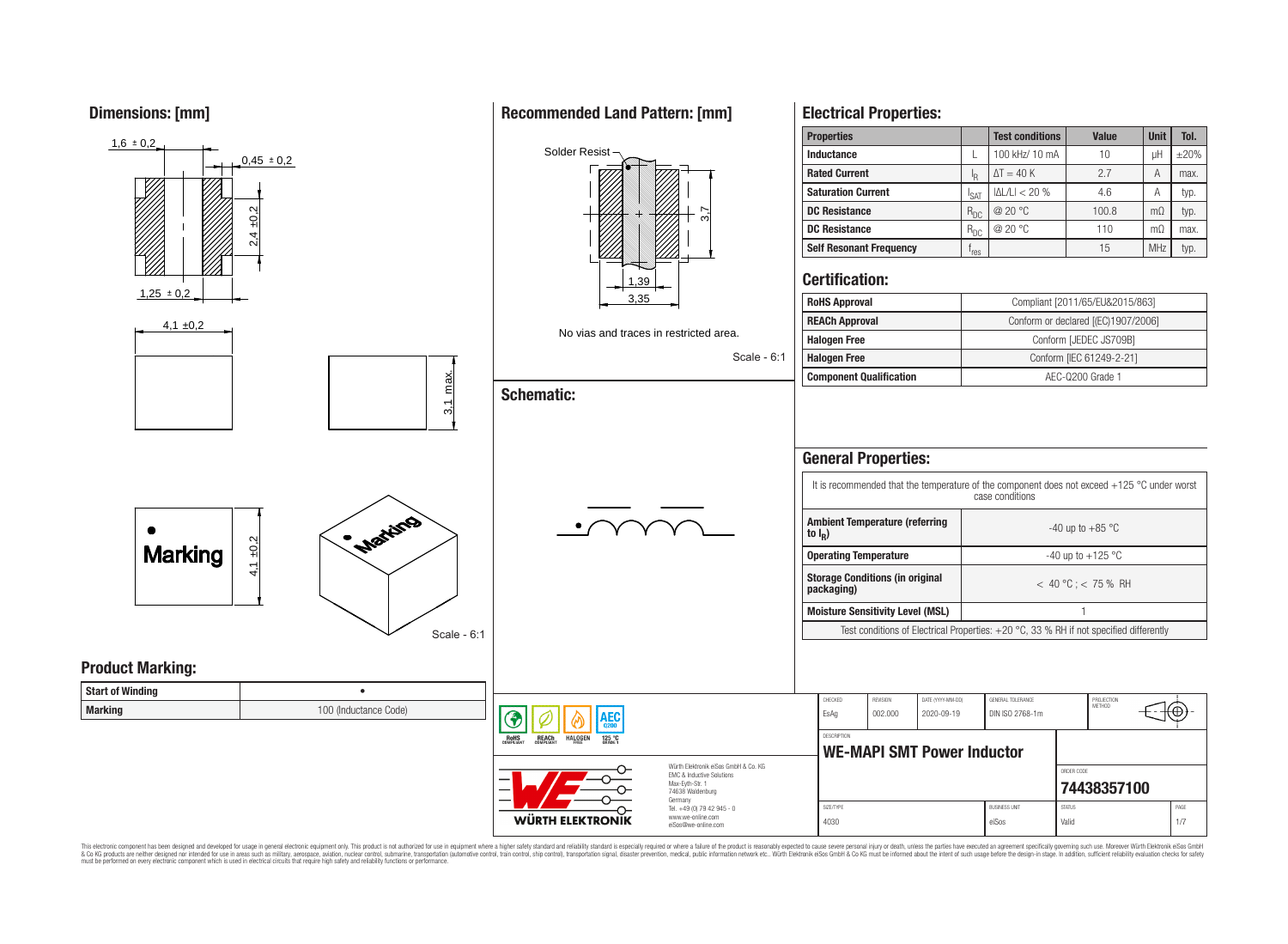## Dimensions: [mm]

1,6 ± 0,2

0,45 ± 0,2

2,4 ±0,2

1,25 ± 0,2

4,1 ±0,2

3,1 max.

Marking

4,1 ±0,2

Scale - 6:1

## Recommended Land Pattern: [mm]

Solder Resist

3,7

1,39

3,35

No vias and traces in restricted area.

Scale - 6:1

## Schematic:

## Electrical Properties:

| Properties | | Test conditions | Value | Unit | Tol. |
|---|---|---|---|---|---|
| Inductance | L | 100 kHz/ 10 mA | 10 | µH | ±20% |
| Rated Current | $I_R$ | ΔT = 40 K | 2.7 | A | max. |
| Saturation Current | $I_{SAT}$ | \|ΔL/L\| < 20 % | 4.6 | A | typ. |
| DC Resistance | $R_{DC}$ | @ 20 °C | 100.8 | mΩ | typ. |
| DC Resistance | $R_{DC}$ | @ 20 °C | 110 | mΩ | max. |
| Self Resonant Frequency | $f_{res}$ | | 15 | MHz | typ. |

## Certification:

| | |
|---|---|
| RoHS Approval | Compliant [2011/65/EU&2015/863] |
| REACh Approval | Conform or declared [(EC)1907/2006] |
| Halogen Free | Conform [JEDEC JS709B] |
| Halogen Free | Conform [IEC 61249-2-21] |
| Component Qualification | AEC-Q200 Grade 1 |

## General Properties:

It is recommended that the temperature of the component does not exceed +125 °C under worst case conditions

| | |
|---|---|
| Ambient Temperature (referring to $I_R$) | -40 up to +85 °C |
| Operating Temperature | -40 up to +125 °C |
| Storage Conditions (in original packaging) | < 40 °C ; < 75 % RH |
| Moisture Sensitivity Level (MSL) | 1 |

Test conditions of Electrical Properties: +20 °C, 33 % RH if not specified differently

## Product Marking:

| | |
|---|---|
| Start of Winding | • |
| Marking | 100 (Inductance Code) |

RoHS COMPLIANT · REACh COMPLIANT · HALOGEN FREE · AEC Q200 125 °C GRADE 1

Würth Elektronik eiSos GmbH & Co. KG
EMC & Inductive Solutions
Max-Eyth-Str. 1
74638 Waldenburg
Germany
Tel. +49 (0) 79 42 945 - 0
www.we-online.com
eiSos@we-online.com

WÜRTH ELEKTRONIK

| CHECKED | REVISION | DATE (YYYY-MM-DD) | GENERAL TOLERANCE | PROJECTION METHOD |
|---|---|---|---|---|
| EsAg | 002.000 | 2020-09-19 | DIN ISO 2768-1m | |

DESCRIPTION: **WE-MAPI SMT Power Inductor**

ORDER CODE: **74438357100**

| SIZE/TYPE | BUSINESS UNIT | STATUS | PAGE |
|---|---|---|---|
| 4030 | eiSos | Valid | 1/7 |

This electronic component has been designed and developed for usage in general electronic equipment only. This product is not authorized for use in equipment where a higher safety standard and reliability standard is especially required or where a failure of the product is reasonably expected to cause severe personal injury or death, unless the parties have executed an agreement specifically governing such use. Moreover Würth Elektronik eiSos GmbH & Co KG products are neither designed nor intended for use in areas such as military, aerospace, aviation, nuclear control, submarine, transportation (automotive control, train control, ship control), transportation signal, disaster prevention, medical, public information network etc.. Würth Elektronik eiSos GmbH & Co KG must be informed about the intent of such usage before the design-in stage. In addition, sufficient reliability evaluation checks for safety must be performed on every electronic component which is used in electrical circuits that require high safety and reliability functions or performance.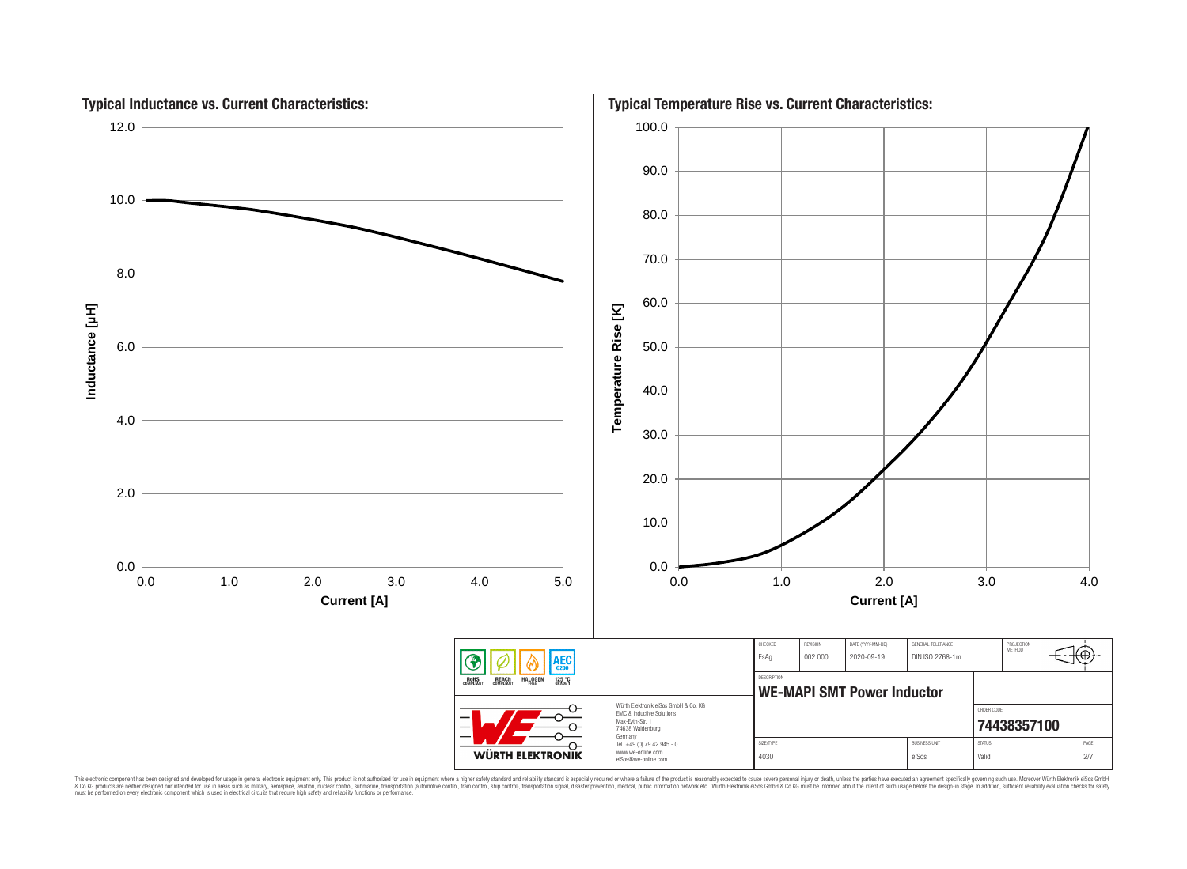## Typical Inductance vs. Current Characteristics:

Inductance [µH] (0.0 – 12.0) vs. Current [A] (0.0 – 5.0)

## Typical Temperature Rise vs. Current Characteristics:

Temperature Rise [K] (0.0 – 100.0) vs. Current [A] (0.0 – 4.0)

| CHECKED | REVISION | DATE (YYYY-MM-DD) | GENERAL TOLERANCE | PROJECTION METHOD |
|---|---|---|---|---|
| EsAg | 002.000 | 2020-09-19 | DIN ISO 2768-1m | |

DESCRIPTION

**WE-MAPI SMT Power Inductor**

ORDER CODE

**74438357100**

| SIZE/TYPE | BUSINESS UNIT | STATUS | PAGE |
|---|---|---|---|
| 4030 | eiSos | Valid | 2/7 |

RoHS COMPLIANT · REACh COMPLIANT · HALOGEN FREE · AEC Q200 · 125 °C GRADE 1

WÜRTH ELEKTRONIK

Würth Elektronik eiSos GmbH & Co. KG
EMC & Inductive Solutions
Max-Eyth-Str. 1
74638 Waldenburg
Germany
Tel. +49 (0) 79 42 945 - 0
www.we-online.com
eiSos@we-online.com

This electronic component has been designed and developed for usage in general electronic equipment only. This product is not authorized for use in equipment where a higher safety standard and reliability standard is especially required or where a failure of the product is reasonably expected to cause severe personal injury or death, unless the parties have executed an agreement specifically governing such use. Moreover Würth Elektronik eiSos GmbH & Co KG products are neither designed nor intended for use in areas such as military, aerospace, aviation, nuclear control, submarine, transportation (automotive control, train control, ship control), transportation signal, disaster prevention, medical, public information network etc.. Würth Elektronik eiSos GmbH & Co KG must be informed about the intent of such usage before the design-in stage. In addition, sufficient reliability evaluation checks for safety must be performed on every electronic component which is used in electrical circuits that require high safety and reliability functions or performance.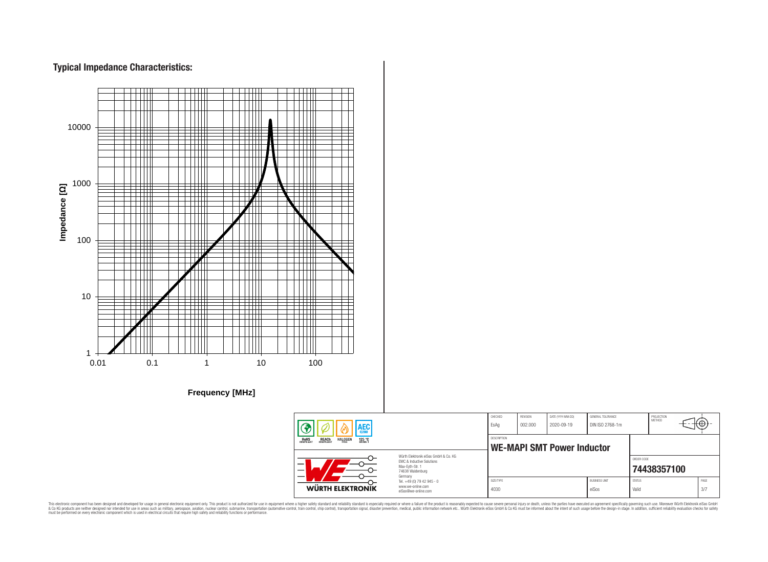## Typical Impedance Characteristics:

Impedance [Ω]

10000

1000

100

10

1

0.01 0.1 1 10 100

Frequency [MHz]

| CHECKED | REVISION | DATE (YYYY-MM-DD) | GENERAL TOLERANCE | PROJECTION METHOD |
|---|---|---|---|---|
| EsAg | 002.000 | 2020-09-19 | DIN ISO 2768-1m | |

DESCRIPTION

**WE-MAPI SMT Power Inductor**

ORDER CODE

**74438357100**

| SIZE/TYPE | BUSINESS UNIT | STATUS | PAGE |
|---|---|---|---|
| 4030 | eiSos | Valid | 3/7 |

RoHS COMPLIANT REACh COMPLIANT HALOGEN FREE 125 °C GRADE 1 AEC Q200

Würth Elektronik eiSos GmbH & Co. KG
EMC & Inductive Solutions
Max-Eyth-Str. 1
74638 Waldenburg
Germany
Tel. +49 (0) 79 42 945 - 0
www.we-online.com
eiSos@we-online.com

WÜRTH ELEKTRONIK

This electronic component has been designed and developed for usage in general electronic equipment only. This product is not authorized for use in equipment where a higher safety standard and reliability standard is especially required or where a failure of the product is reasonably expected to cause severe personal injury or death, unless the parties have executed an agreement specifically governing such use. Moreover Würth Elektronik eiSos GmbH & Co KG products are neither designed nor intended for use in areas such as military, aerospace, aviation, nuclear control, submarine, transportation (automotive control, train control, ship control), transportation signal, disaster prevention, medical, public information network etc.. Würth Elektronik eiSos GmbH & Co KG must be informed about the intent of such usage before the design-in stage. In addition, sufficient reliability evaluation checks for safety must be performed on every electronic component which is used in electrical circuits that require high safety and reliability functions or performance.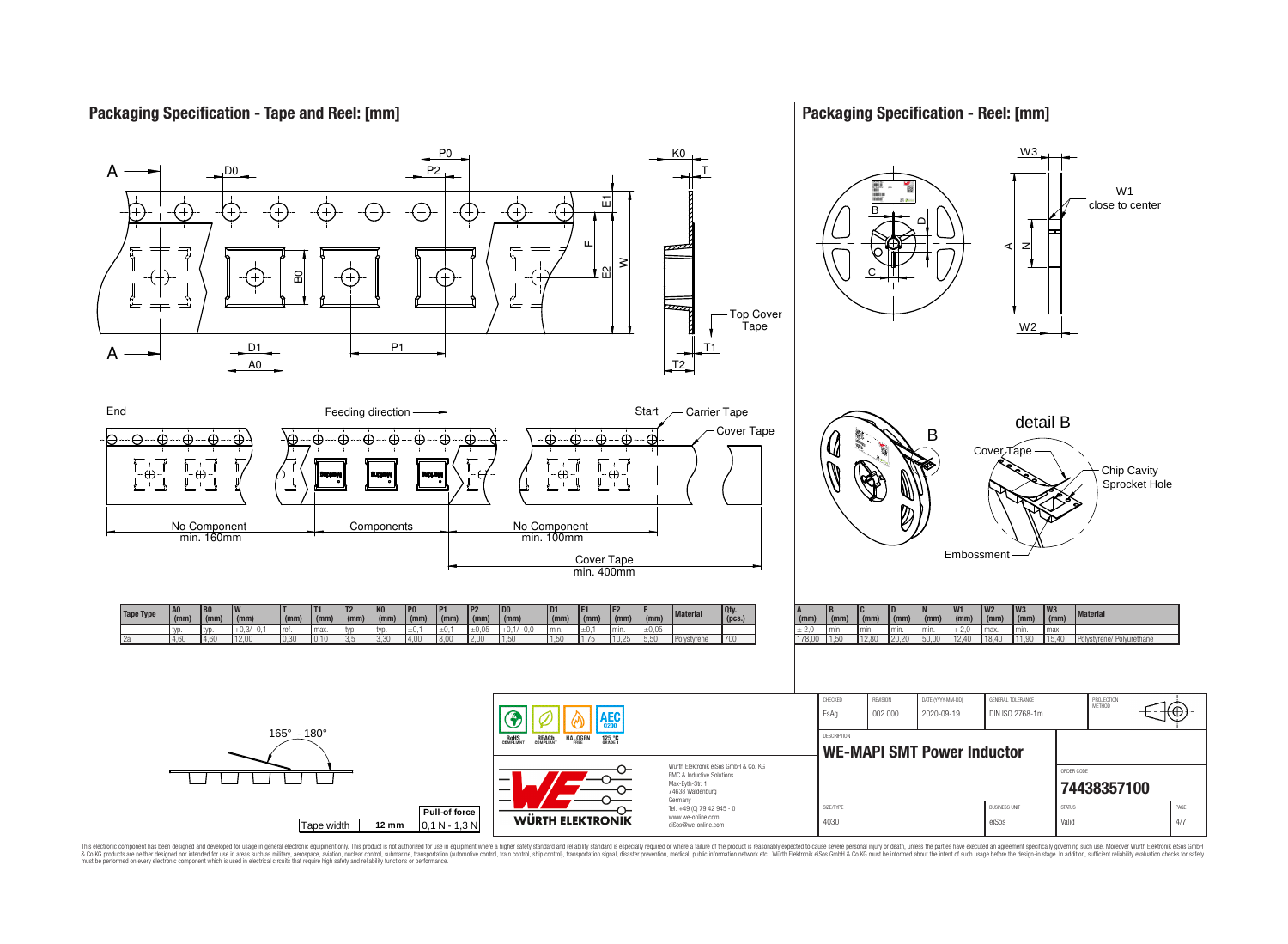## Packaging Specification - Tape and Reel: [mm]

## Packaging Specification - Reel: [mm]

End — Feeding direction — Start — Carrier Tape — Cover Tape

No Component min. 160mm | Components | No Component min. 100mm | Cover Tape min. 400mm

| Tape Type | A0 (mm) | B0 (mm) | W (mm) | T (mm) | T1 (mm) | T2 (mm) | K0 (mm) | P0 (mm) | P1 (mm) | P2 (mm) | D0 (mm) | D1 (mm) | E1 (mm) | E2 (mm) | F (mm) | Material | Qty. (pcs.) |
|---|---|---|---|---|---|---|---|---|---|---|---|---|---|---|---|---|---|
| | typ. | typ. | +0,3/ -0,1 | ref. | max. | typ. | typ. | ±0,1 | ±0,1 | ±0,05 | +0,1/ -0,0 | min. | ±0,1 | min. | ±0,05 | | |
| 2a | 4,60 | 4,60 | 12,00 | 0,30 | 0,10 | 3,5 | 3,30 | 4,00 | 8,00 | 2,00 | 1,50 | 1,50 | 1,75 | 10,25 | 5,50 | Polystyrene | 700 |

| A (mm) | B (mm) | C (mm) | D (mm) | N (mm) | W1 (mm) | W2 (mm) | W3 (mm) | W3 (mm) | Material |
|---|---|---|---|---|---|---|---|---|---|
| ± 2,0 | min. | min. | min. | min. | + 2,0 | max. | min. | max. | |
| 178,00 | 1,50 | 12,80 | 20,20 | 50,00 | 12,40 | 18,40 | 11,90 | 15,40 | Polystyrene/ Polyurethane |

165° - 180°

| Tape width | | Pull-of force |
|---|---|---|
| Tape width | 12 mm | 0,1 N - 1,3 N |

Würth Elektronik eiSos GmbH & Co. KG
EMC & Inductive Solutions
Max-Eyth-Str. 1
74638 Waldenburg
Germany
Tel. +49 (0) 79 42 945 - 0
www.we-online.com
eiSos@we-online.com

| CHECKED | REVISION | DATE (YYYY-MM-DD) | GENERAL TOLERANCE | PROJECTION METHOD |
|---|---|---|---|---|
| EsAg | 002.000 | 2020-09-19 | DIN ISO 2768-1m | |

DESCRIPTION: **WE-MAPI SMT Power Inductor**

ORDER CODE: **74438357100**

| SIZE/TYPE | BUSINESS UNIT | STATUS | PAGE |
|---|---|---|---|
| 4030 | eiSos | Valid | 4/7 |

This electronic component has been designed and developed for usage in general electronic equipment only. This product is not authorized for use in equipment where a higher safety standard and reliability standard is especially required or where a failure of the product is reasonably expected to cause severe personal injury or death, unless the parties have executed an agreement specifically governing such use. Moreover Würth Elektronik eiSos GmbH & Co KG products are neither designed nor intended for use in areas such as military, aerospace, aviation, nuclear control, submarine, transportation (automotive control, train control, ship control), transportation signal, disaster prevention, medical, public information network etc.. Würth Elektronik eiSos GmbH & Co KG must be informed about the intent of such usage before the design-in stage. In addition, sufficient reliability evaluation checks for safety must be performed on every electronic component which is used in electrical circuits that require high safety and reliability functions or performance.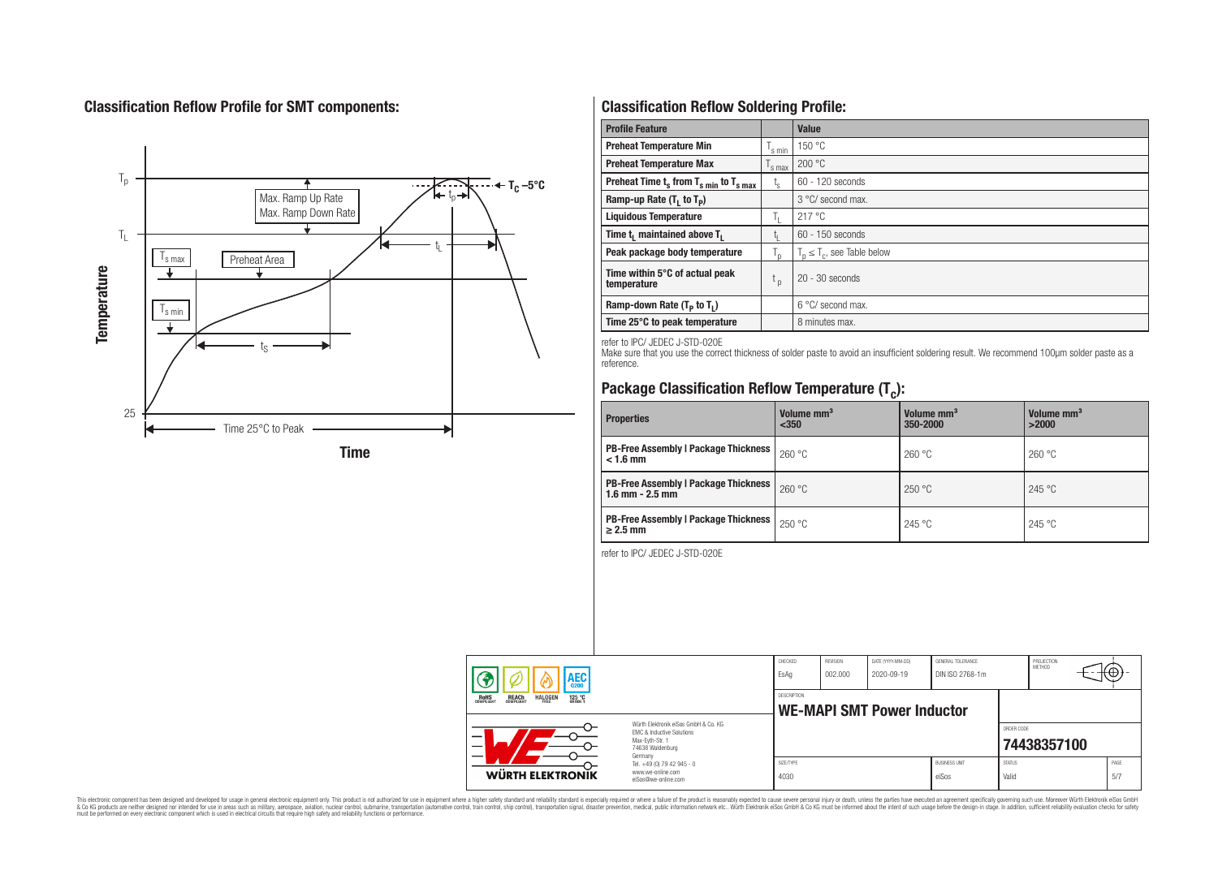## Classification Reflow Profile for SMT components:

## Classification Reflow Soldering Profile:

| Profile Feature | | Value |
|---|---|---|
| Preheat Temperature Min | $T_{s\ min}$ | 150 °C |
| Preheat Temperature Max | $T_{s\ max}$ | 200 °C |
| Preheat Time $t_s$ from $T_{s\ min}$ to $T_{s\ max}$ | $t_s$ | 60 - 120 seconds |
| Ramp-up Rate ($T_L$ to $T_P$) | | 3 °C/ second max. |
| Liquidous Temperature | $T_L$ | 217 °C |
| Time $t_L$ maintained above $T_L$ | $t_L$ | 60 - 150 seconds |
| Peak package body temperature | $T_p$ | $T_p \leq T_c$, see Table below |
| Time within 5°C of actual peak temperature | $t_p$ | 20 - 30 seconds |
| Ramp-down Rate ($T_P$ to $T_L$) | | 6 °C/ second max. |
| Time 25°C to peak temperature | | 8 minutes max. |

refer to IPC/ JEDEC J-STD-020E

Make sure that you use the correct thickness of solder paste to avoid an insufficient soldering result. We recommend 100µm solder paste as a reference.

## Package Classification Reflow Temperature ($T_c$):

| Properties | Volume mm³ <350 | Volume mm³ 350-2000 | Volume mm³ >2000 |
|---|---|---|---|
| PB-Free Assembly \| Package Thickness < 1.6 mm | 260 °C | 260 °C | 260 °C |
| PB-Free Assembly \| Package Thickness 1.6 mm - 2.5 mm | 260 °C | 250 °C | 245 °C |
| PB-Free Assembly \| Package Thickness ≥ 2.5 mm | 250 °C | 245 °C | 245 °C |

refer to IPC/ JEDEC J-STD-020E

| CHECKED | REVISION | DATE (YYYY-MM-DD) | GENERAL TOLERANCE | PROJECTION METHOD |
|---|---|---|---|---|
| EsAg | 002.000 | 2020-09-19 | DIN ISO 2768-1m | |

DESCRIPTION: **WE-MAPI SMT Power Inductor**

ORDER CODE: **74438357100**

| SIZE/TYPE | BUSINESS UNIT | STATUS | PAGE |
|---|---|---|---|
| 4030 | eiSos | Valid | 5/7 |

Würth Elektronik eiSos GmbH & Co. KG
EMC & Inductive Solutions
Max-Eyth-Str. 1
74638 Waldenburg
Germany
Tel. +49 (0) 79 42 945 - 0
www.we-online.com
eiSos@we-online.com

This electronic component has been designed and developed for usage in general electronic equipment only. This product is not authorized for use in equipment where a higher safety standard and reliability standard is especially required or where a failure of the product is reasonably expected to cause severe personal injury or death, unless the parties have executed an agreement specifically governing such use. Moreover Würth Elektronik eiSos GmbH & Co KG products are neither designed nor intended for use in areas such as military, aerospace, aviation, nuclear control, submarine, transportation (automotive control, train control, ship control), transportation signal, disaster prevention, medical, public information network etc.. Würth Elektronik eiSos GmbH & Co KG must be informed about the intent of such usage before the design-in stage. In addition, sufficient reliability evaluation checks for safety must be performed on every electronic component which is used in electrical circuits that require high safety and reliability functions or performance.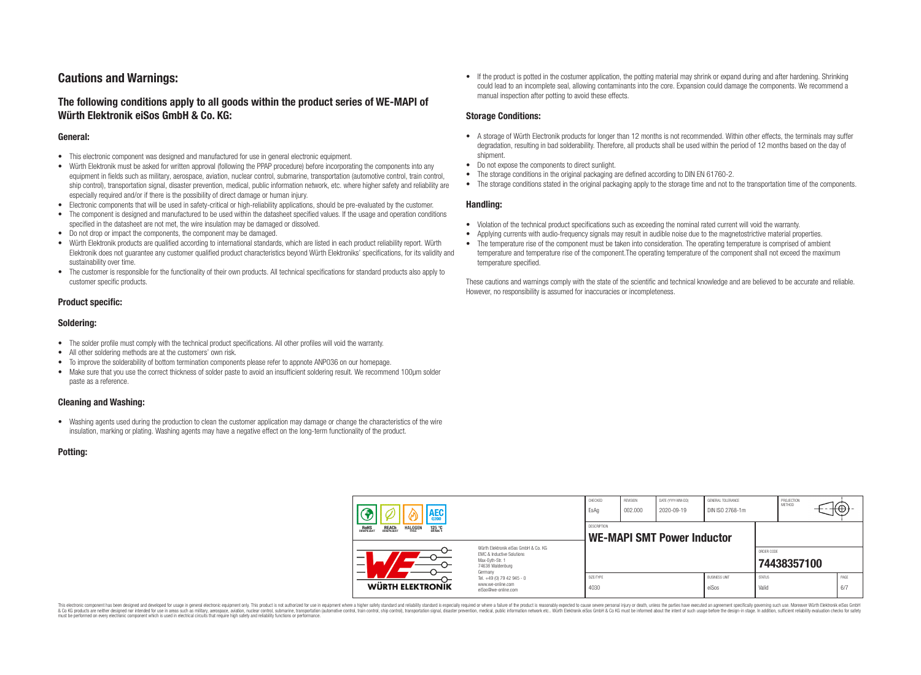## Cautions and Warnings:

### The following conditions apply to all goods within the product series of WE-MAPI of Würth Elektronik eiSos GmbH & Co. KG:

#### General:

- This electronic component was designed and manufactured for use in general electronic equipment.
- Würth Elektronik must be asked for written approval (following the PPAP procedure) before incorporating the components into any equipment in fields such as military, aerospace, aviation, nuclear control, submarine, transportation (automotive control, train control, ship control), transportation signal, disaster prevention, medical, public information network, etc. where higher safety and reliability are especially required and/or if there is the possibility of direct damage or human injury.
- Electronic components that will be used in safety-critical or high-reliability applications, should be pre-evaluated by the customer.
- The component is designed and manufactured to be used within the datasheet specified values. If the usage and operation conditions specified in the datasheet are not met, the wire insulation may be damaged or dissolved.
- Do not drop or impact the components, the component may be damaged.
- Würth Elektronik products are qualified according to international standards, which are listed in each product reliability report. Würth Elektronik does not guarantee any customer qualified product characteristics beyond Würth Elektroniks' specifications, for its validity and sustainability over time.
- The customer is responsible for the functionality of their own products. All technical specifications for standard products also apply to customer specific products.

#### Product specific:

#### Soldering:

- The solder profile must comply with the technical product specifications. All other profiles will void the warranty.
- All other soldering methods are at the customers' own risk.
- To improve the solderability of bottom termination components please refer to appnote ANP036 on our homepage.
- Make sure that you use the correct thickness of solder paste to avoid an insufficient soldering result. We recommend 100µm solder paste as a reference.

#### Cleaning and Washing:

- Washing agents used during the production to clean the customer application may damage or change the characteristics of the wire insulation, marking or plating. Washing agents may have a negative effect on the long-term functionality of the product.

#### Potting:

- If the product is potted in the costumer application, the potting material may shrink or expand during and after hardening. Shrinking could lead to an incomplete seal, allowing contaminants into the core. Expansion could damage the components. We recommend a manual inspection after potting to avoid these effects.

#### Storage Conditions:

- A storage of Würth Electronik products for longer than 12 months is not recommended. Within other effects, the terminals may suffer degradation, resulting in bad solderability. Therefore, all products shall be used within the period of 12 months based on the day of shipment.
- Do not expose the components to direct sunlight.
- The storage conditions in the original packaging are defined according to DIN EN 61760-2.
- The storage conditions stated in the original packaging apply to the storage time and not to the transportation time of the components.

#### Handling:

- Violation of the technical product specifications such as exceeding the nominal rated current will void the warranty.
- Applying currents with audio-frequency signals may result in audible noise due to the magnetostrictive material properties.
- The temperature rise of the component must be taken into consideration. The operating temperature is comprised of ambient temperature and temperature rise of the component.The operating temperature of the component shall not exceed the maximum temperature specified.

These cautions and warnings comply with the state of the scientific and technical knowledge and are believed to be accurate and reliable. However, no responsibility is assumed for inaccuracies or incompleteness.

| CHECKED | REVISION | DATE (YYYY-MM-DD) | GENERAL TOLERANCE | PROJECTION METHOD |
|---|---|---|---|---|
| EsAg | 002.000 | 2020-09-19 | DIN ISO 2768-1m | |

DESCRIPTION: **WE-MAPI SMT Power Inductor**

ORDER CODE: **74438357100**

| SIZE/TYPE | BUSINESS UNIT | STATUS | PAGE |
|---|---|---|---|
| 4030 | eiSos | Valid | 6/7 |

Würth Elektronik eiSos GmbH & Co. KG
EMC & Inductive Solutions
Max-Eyth-Str. 1
74638 Waldenburg
Germany
Tel. +49 (0) 79 42 945 - 0
www.we-online.com
eiSos@we-online.com

This electronic component has been designed and developed for usage in general electronic equipment only. This product is not authorized for use in equipment where a higher safety standard and reliability standard is especially required or where a failure of the product is reasonably expected to cause severe personal injury or death, unless the parties have executed an agreement specifically governing such use. Moreover Würth Elektronik eiSos GmbH & Co KG products are neither designed nor intended for use in areas such as military, aerospace, aviation, nuclear control, submarine, transportation (automotive control, train control, ship control), transportation signal, disaster prevention, medical, public information network etc.. Würth Elektronik eiSos GmbH & Co KG must be informed about the intent of such usage before the design-in stage. In addition, sufficient reliability evaluation checks for safety must be performed on every electronic component which is used in electrical circuits that require high safety and reliability functions or performance.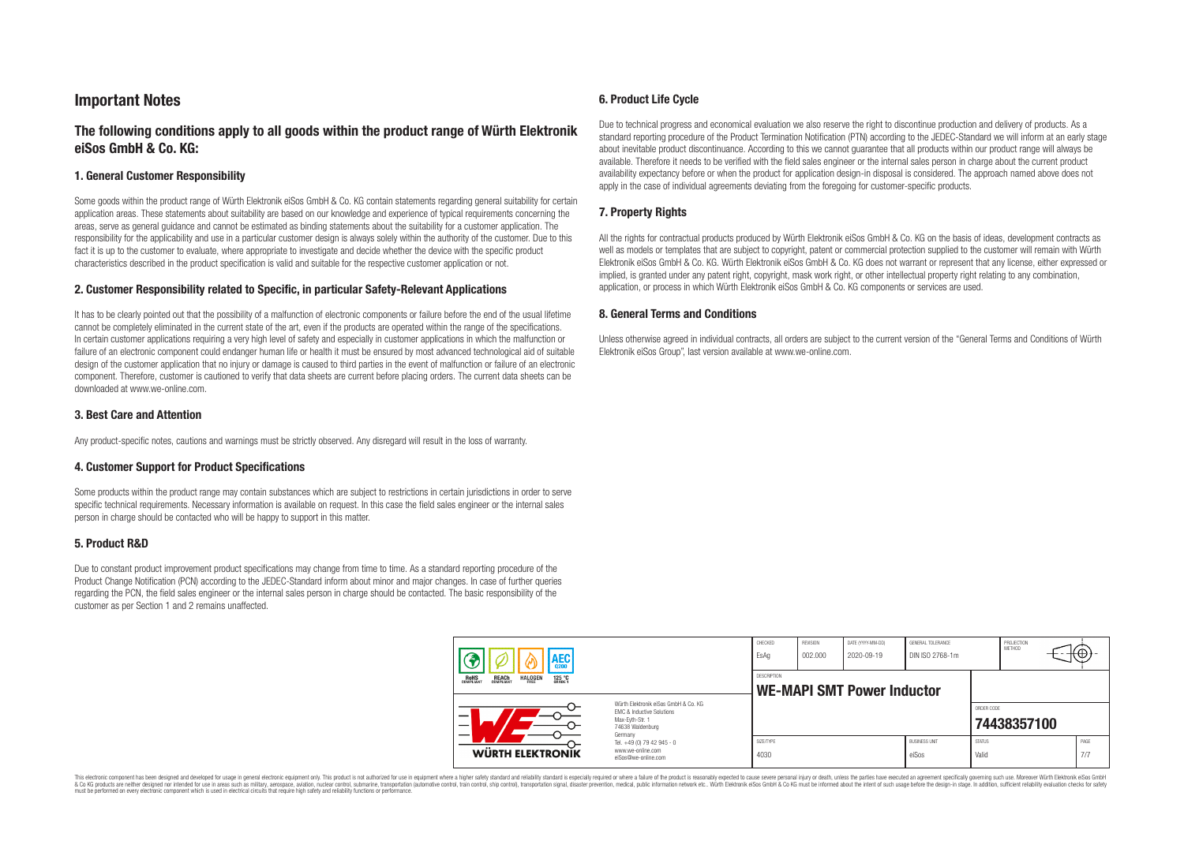# Important Notes

## The following conditions apply to all goods within the product range of Würth Elektronik eiSos GmbH & Co. KG:

### 1. General Customer Responsibility

Some goods within the product range of Würth Elektronik eiSos GmbH & Co. KG contain statements regarding general suitability for certain application areas. These statements about suitability are based on our knowledge and experience of typical requirements concerning the areas, serve as general guidance and cannot be estimated as binding statements about the suitability for a customer application. The responsibility for the applicability and use in a particular customer design is always solely within the authority of the customer. Due to this fact it is up to the customer to evaluate, where appropriate to investigate and decide whether the device with the specific product characteristics described in the product specification is valid and suitable for the respective customer application or not.

### 2. Customer Responsibility related to Specific, in particular Safety-Relevant Applications

It has to be clearly pointed out that the possibility of a malfunction of electronic components or failure before the end of the usual lifetime cannot be completely eliminated in the current state of the art, even if the products are operated within the range of the specifications. In certain customer applications requiring a very high level of safety and especially in customer applications in which the malfunction or failure of an electronic component could endanger human life or health it must be ensured by most advanced technological aid of suitable design of the customer application that no injury or damage is caused to third parties in the event of malfunction or failure of an electronic component. Therefore, customer is cautioned to verify that data sheets are current before placing orders. The current data sheets can be downloaded at www.we-online.com.

### 3. Best Care and Attention

Any product-specific notes, cautions and warnings must be strictly observed. Any disregard will result in the loss of warranty.

### 4. Customer Support for Product Specifications

Some products within the product range may contain substances which are subject to restrictions in certain jurisdictions in order to serve specific technical requirements. Necessary information is available on request. In this case the field sales engineer or the internal sales person in charge should be contacted who will be happy to support in this matter.

### 5. Product R&D

Due to constant product improvement product specifications may change from time to time. As a standard reporting procedure of the Product Change Notification (PCN) according to the JEDEC-Standard inform about minor and major changes. In case of further queries regarding the PCN, the field sales engineer or the internal sales person in charge should be contacted. The basic responsibility of the customer as per Section 1 and 2 remains unaffected.

### 6. Product Life Cycle

Due to technical progress and economical evaluation we also reserve the right to discontinue production and delivery of products. As a standard reporting procedure of the Product Termination Notification (PTN) according to the JEDEC-Standard we will inform at an early stage about inevitable product discontinuance. According to this we cannot guarantee that all products within our product range will always be available. Therefore it needs to be verified with the field sales engineer or the internal sales person in charge about the current product availability expectancy before or when the product for application design-in disposal is considered. The approach named above does not apply in the case of individual agreements deviating from the foregoing for customer-specific products.

### 7. Property Rights

All the rights for contractual products produced by Würth Elektronik eiSos GmbH & Co. KG on the basis of ideas, development contracts as well as models or templates that are subject to copyright, patent or commercial protection supplied to the customer will remain with Würth Elektronik eiSos GmbH & Co. KG. Würth Elektronik eiSos GmbH & Co. KG does not warrant or represent that any license, either expressed or implied, is granted under any patent right, copyright, mask work right, or other intellectual property right relating to any combination, application, or process in which Würth Elektronik eiSos GmbH & Co. KG components or services are used.

### 8. General Terms and Conditions

Unless otherwise agreed in individual contracts, all orders are subject to the current version of the "General Terms and Conditions of Würth Elektronik eiSos Group", last version available at www.we-online.com.

| CHECKED | REVISION | DATE (YYYY-MM-DD) | GENERAL TOLERANCE | PROJECTION METHOD |
|---|---|---|---|---|
| EsAg | 002.000 | 2020-09-19 | DIN ISO 2768-1m | |

DESCRIPTION: **WE-MAPI SMT Power Inductor**

ORDER CODE: **74438357100**

| SIZE/TYPE | BUSINESS UNIT | STATUS | PAGE |
|---|---|---|---|
| 4030 | eiSos | Valid | 7/7 |

Würth Elektronik eiSos GmbH & Co. KG
EMC & Inductive Solutions
Max-Eyth-Str. 1
74638 Waldenburg
Germany
Tel. +49 (0) 79 42 945 - 0
www.we-online.com
eiSos@we-online.com

This electronic component has been designed and developed for usage in general electronic equipment only. This product is not authorized for use in equipment where a higher safety standard and reliability standard is especially required or where a failure of the product is reasonably expected to cause severe personal injury or death, unless the parties have executed an agreement specifically governing such use. Moreover Würth Elektronik eiSos GmbH & Co KG products are neither designed nor intended for use in areas such as military, aerospace, aviation, nuclear control, submarine, transportation (automotive control, train control, ship control), transportation signal, disaster prevention, medical, public information network etc.. Würth Elektronik eiSos GmbH & Co KG must be informed about the intent of such usage before the design-in stage. In addition, sufficient reliability evaluation checks for safety must be performed on every electronic component which is used in electrical circuits that require high safety and reliability functions or performance.